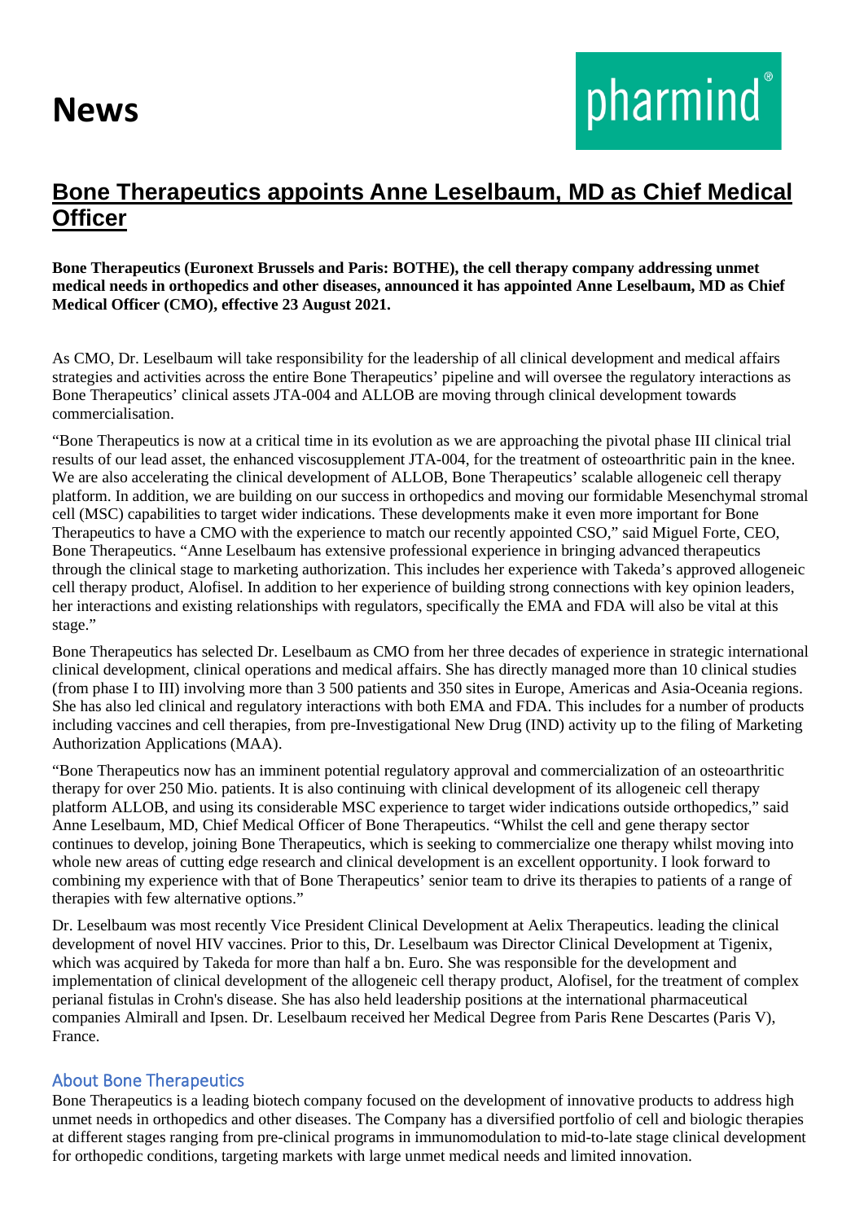# News

pharmind®

## Bone Therapeutics appoints Anne Leselbaum, MD as Chief Medical Officer

**Bone Therapeutics (Euronext Brussels and Paris: BOTHE), the cell therapy company addressing unmet medical needs in orthopedics and other diseases, announced it has appointed Anne Leselbaum, MD as Chief Medical Officer (CMO), effective 23 August 2021.**

As CMO, Dr. Leselbaum will take responsibility for the leadership of all clinical development and medical affairs strategies and activities across the entire Bone Therapeutics' pipeline and will oversee the regulatory interactions as Bone Therapeutics' clinical assets JTA-004 and ALLOB are moving through clinical development towards commercialisation.

"Bone Therapeutics is now at a critical time in its evolution as we are approaching the pivotal phase III clinical trial results of our lead asset, the enhanced viscosupplement JTA-004, for the treatment of osteoarthritic pain in the knee. We are also accelerating the clinical development of ALLOB, Bone Therapeutics' scalable allogeneic cell therapy platform. In addition, we are building on our success in orthopedics and moving our formidable Mesenchymal stromal cell (MSC) capabilities to target wider indications. These developments make it even more important for Bone Therapeutics to have a CMO with the experience to match our recently appointed CSO," said Miguel Forte, CEO, Bone Therapeutics. "Anne Leselbaum has extensive professional experience in bringing advanced therapeutics through the clinical stage to marketing authorization. This includes her experience with Takeda's approved allogeneic cell therapy product, Alofisel. In addition to her experience of building strong connections with key opinion leaders, her interactions and existing relationships with regulators, specifically the EMA and FDA will also be vital at this stage."

Bone Therapeutics has selected Dr. Leselbaum as CMO from her three decades of experience in strategic international clinical development, clinical operations and medical affairs. She has directly managed more than 10 clinical studies (from phase I to III) involving more than 3 500 patients and 350 sites in Europe, Americas and Asia-Oceania regions. She has also led clinical and regulatory interactions with both EMA and FDA. This includes for a number of products including vaccines and cell therapies, from pre-Investigational New Drug (IND) activity up to the filing of Marketing Authorization Applications (MAA).

"Bone Therapeutics now has an imminent potential regulatory approval and commercialization of an osteoarthritic therapy for over 250 Mio. patients. It is also continuing with clinical development of its allogeneic cell therapy platform ALLOB, and using its considerable MSC experience to target wider indications outside orthopedics," said Anne Leselbaum, MD, Chief Medical Officer of Bone Therapeutics. "Whilst the cell and gene therapy sector continues to develop, joining Bone Therapeutics, which is seeking to commercialize one therapy whilst moving into whole new areas of cutting edge research and clinical development is an excellent opportunity. I look forward to combining my experience with that of Bone Therapeutics' senior team to drive its therapies to patients of a range of therapies with few alternative options."

Dr. Leselbaum was most recently Vice President Clinical Development at Aelix Therapeutics. leading the clinical development of novel HIV vaccines. Prior to this, Dr. Leselbaum was Director Clinical Development at Tigenix, which was acquired by Takeda for more than half a bn. Euro. She was responsible for the development and implementation of clinical development of the allogeneic cell therapy product, Alofisel, for the treatment of complex perianal fistulas in Crohn's disease. She has also held leadership positions at the international pharmaceutical companies Almirall and Ipsen. Dr. Leselbaum received her Medical Degree from Paris Rene Descartes (Paris V), France.

### About Bone Therapeutics

Bone Therapeutics is a leading biotech company focused on the development of innovative products to address high unmet needs in orthopedics and other diseases. The Company has a diversified portfolio of cell and biologic therapies at different stages ranging from pre-clinical programs in immunomodulation to mid-to-late stage clinical development for orthopedic conditions, targeting markets with large unmet medical needs and limited innovation.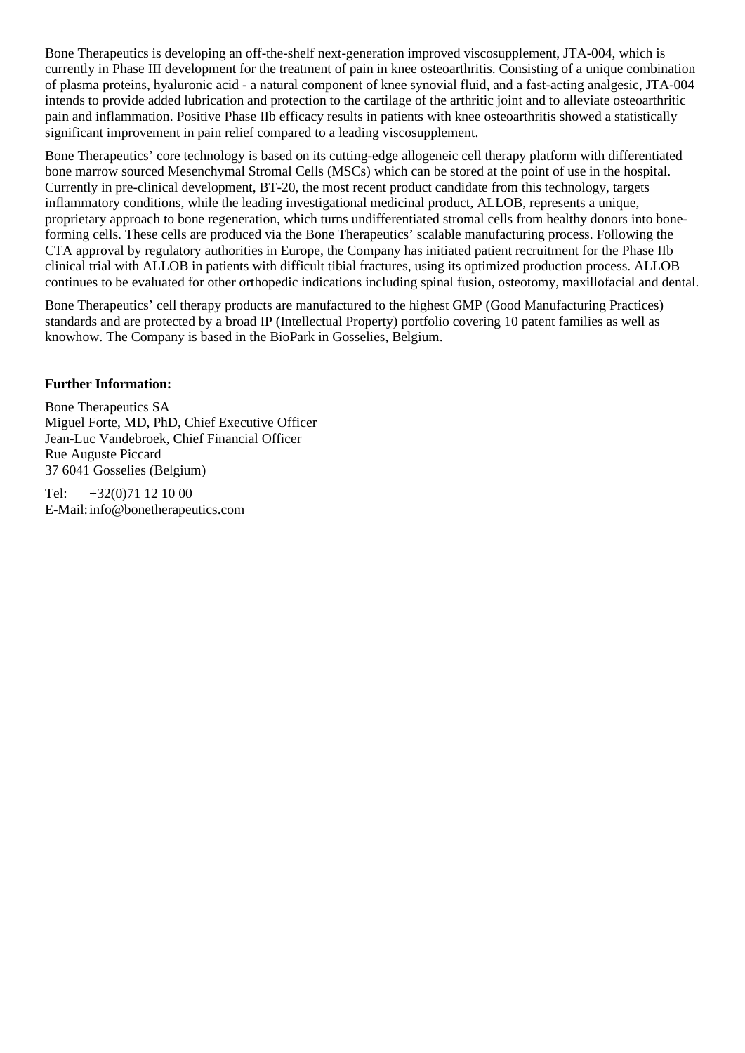Bone Therapeutics is developing an off-the-shelf next-generation improved viscosupplement, JTA-004, which is currently in Phase III development for the treatment of pain in knee osteoarthritis. Consisting of a unique combination of plasma proteins, hyaluronic acid - a natural component of knee synovial fluid, and a fast-acting analgesic, JTA-004 intends to provide added lubrication and protection to the cartilage of the arthritic joint and to alleviate osteoarthritic pain and inflammation. Positive Phase IIb efficacy results in patients with knee osteoarthritis showed a statistically significant improvement in pain relief compared to a leading viscosupplement.

Bone Therapeutics' core technology is based on its cutting-edge allogeneic cell therapy platform with differentiated bone marrow sourced Mesenchymal Stromal Cells (MSCs) which can be stored at the point of use in the hospital. Currently in pre-clinical development, BT-20, the most recent product candidate from this technology, targets inflammatory conditions, while the leading investigational medicinal product, ALLOB, represents a unique, proprietary approach to bone regeneration, which turns undifferentiated stromal cells from healthy donors into bone-forming cells. These cells are produced via the Bone Therapeutics' scalable manufacturing process. Following the CTA approval by regulatory authorities in Europe, the Company has initiated patient recruitment for the Phase IIb clinical trial with ALLOB in patients with difficult tibial fractures, using its optimized production process. ALLOB continues to be evaluated for other orthopedic indications including spinal fusion, osteotomy, maxillofacial and dental.

Bone Therapeutics' cell therapy products are manufactured to the highest GMP (Good Manufacturing Practices) standards and are protected by a broad IP (Intellectual Property) portfolio covering 10 patent families as well as knowhow. The Company is based in the BioPark in Gosselies, Belgium.

**Further Information:**

Bone Therapeutics SA
Miguel Forte, MD, PhD, Chief Executive Officer
Jean-Luc Vandebroek, Chief Financial Officer
Rue Auguste Piccard
37 6041 Gosselies (Belgium)

Tel: +32(0)71 12 10 00
E-Mail: info@bonetherapeutics.com